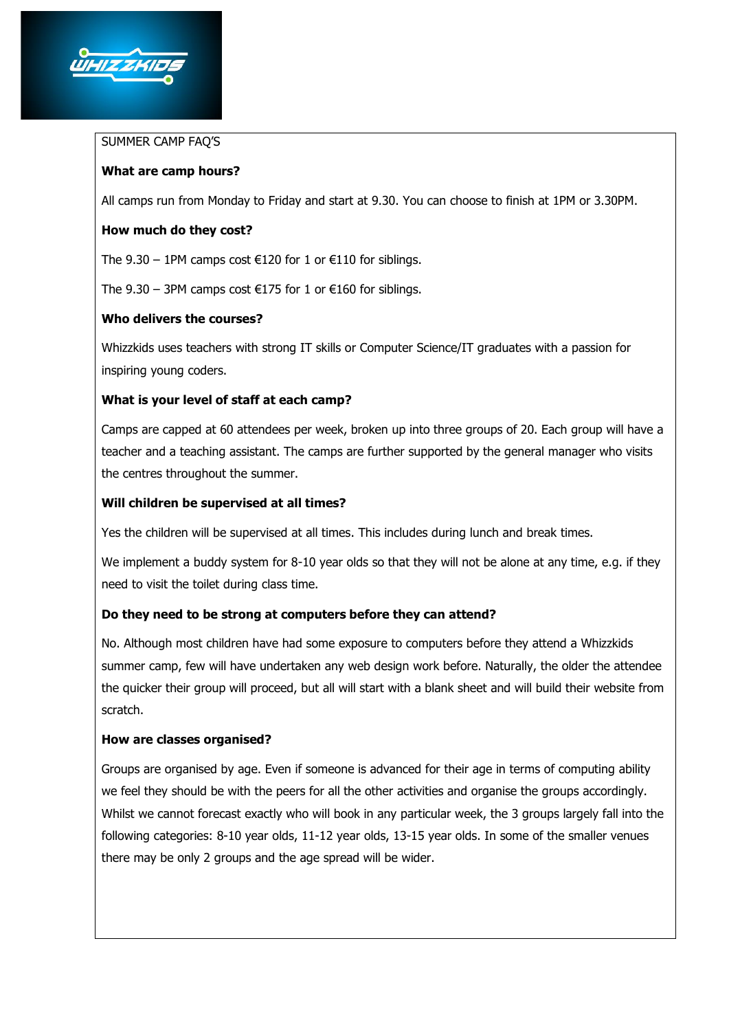SUMMER CAMP FAQ'S

**What are camp hours?**

All camps run from Monday to Friday and start at 9.30. You can choose to finish at 1PM or 3.30PM.

**How much do they cost?**

The 9.30 – 1PM camps cost €120 for 1 or €110 for siblings.

The 9.30 – 3PM camps cost €175 for 1 or €160 for siblings.

**Who delivers the courses?**

Whizzkids uses teachers with strong IT skills or Computer Science/IT graduates with a passion for inspiring young coders.

**What is your level of staff at each camp?**

Camps are capped at 60 attendees per week, broken up into three groups of 20. Each group will have a teacher and a teaching assistant. The camps are further supported by the general manager who visits the centres throughout the summer.

**Will children be supervised at all times?**

Yes the children will be supervised at all times. This includes during lunch and break times.

We implement a buddy system for 8-10 year olds so that they will not be alone at any time, e.g. if they need to visit the toilet during class time.

**Do they need to be strong at computers before they can attend?**

No. Although most children have had some exposure to computers before they attend a Whizzkids summer camp, few will have undertaken any web design work before. Naturally, the older the attendee the quicker their group will proceed, but all will start with a blank sheet and will build their website from scratch.

**How are classes organised?**

Groups are organised by age. Even if someone is advanced for their age in terms of computing ability we feel they should be with the peers for all the other activities and organise the groups accordingly. Whilst we cannot forecast exactly who will book in any particular week, the 3 groups largely fall into the following categories: 8-10 year olds, 11-12 year olds, 13-15 year olds. In some of the smaller venues there may be only 2 groups and the age spread will be wider.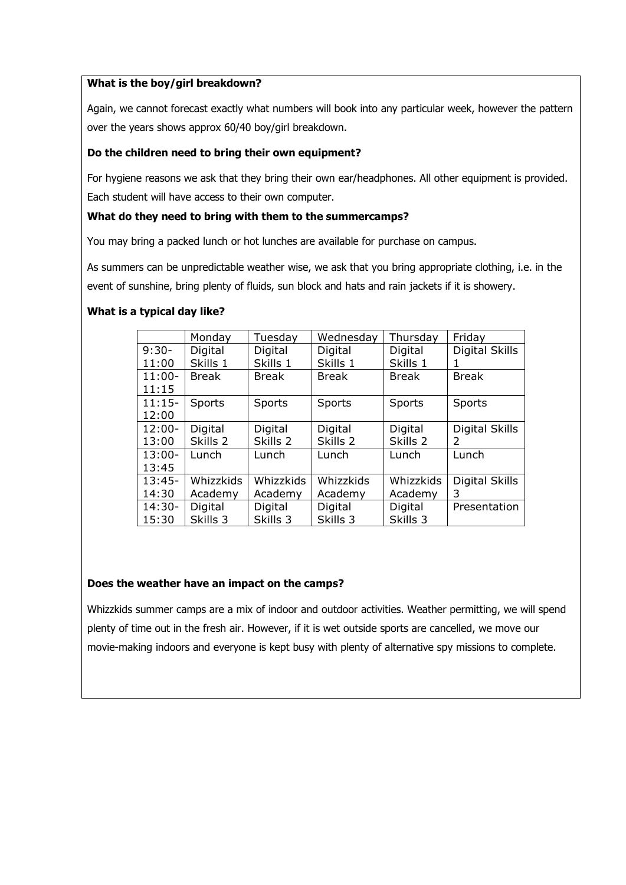**What is the boy/girl breakdown?**

Again, we cannot forecast exactly what numbers will book into any particular week, however the pattern over the years shows approx 60/40 boy/girl breakdown.

**Do the children need to bring their own equipment?**

For hygiene reasons we ask that they bring their own ear/headphones. All other equipment is provided. Each student will have access to their own computer.

**What do they need to bring with them to the summercamps?**

You may bring a packed lunch or hot lunches are available for purchase on campus.

As summers can be unpredictable weather wise, we ask that you bring appropriate clothing, i.e. in the event of sunshine, bring plenty of fluids, sun block and hats and rain jackets if it is showery.

**What is a typical day like?**

| | Monday | Tuesday | Wednesday | Thursday | Friday |
|---|---|---|---|---|---|
| 9:30-11:00 | Digital Skills 1 | Digital Skills 1 | Digital Skills 1 | Digital Skills 1 | Digital Skills 1 |
| 11:00-11:15 | Break | Break | Break | Break | Break |
| 11:15-12:00 | Sports | Sports | Sports | Sports | Sports |
| 12:00-13:00 | Digital Skills 2 | Digital Skills 2 | Digital Skills 2 | Digital Skills 2 | Digital Skills 2 |
| 13:00-13:45 | Lunch | Lunch | Lunch | Lunch | Lunch |
| 13:45-14:30 | Whizzkids Academy | Whizzkids Academy | Whizzkids Academy | Whizzkids Academy | Digital Skills 3 |
| 14:30-15:30 | Digital Skills 3 | Digital Skills 3 | Digital Skills 3 | Digital Skills 3 | Presentation |

**Does the weather have an impact on the camps?**

Whizzkids summer camps are a mix of indoor and outdoor activities. Weather permitting, we will spend plenty of time out in the fresh air. However, if it is wet outside sports are cancelled, we move our movie-making indoors and everyone is kept busy with plenty of alternative spy missions to complete.